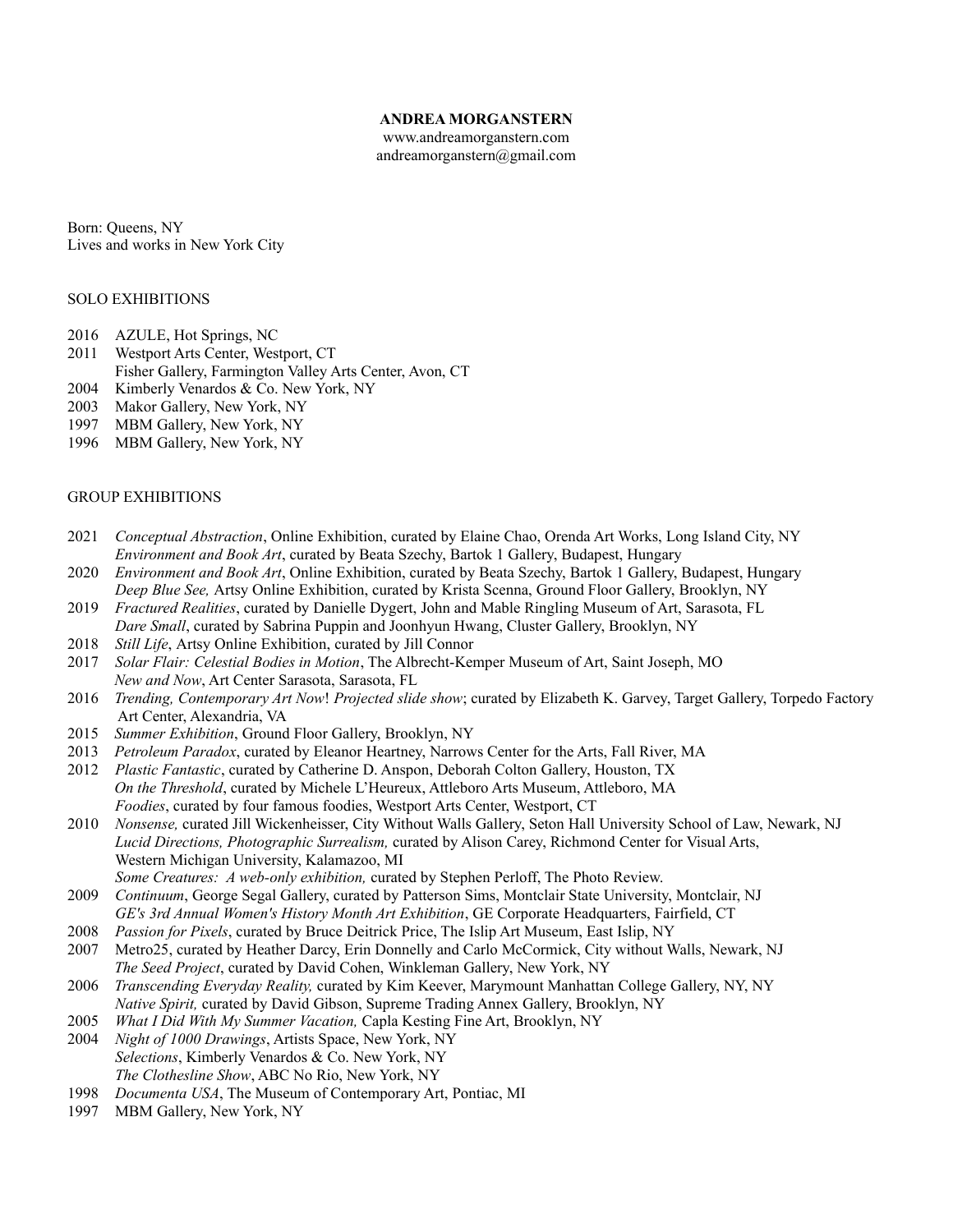**ANDREA MORGANSTERN**
www.andreamorganstern.com
andreamorganstern@gmail.com

Born: Queens, NY
Lives and works in New York City

## SOLO EXHIBITIONS

2016 AZULE, Hot Springs, NC
2011 Westport Arts Center, Westport, CT
Fisher Gallery, Farmington Valley Arts Center, Avon, CT
2004 Kimberly Venardos & Co. New York, NY
2003 Makor Gallery, New York, NY
1997 MBM Gallery, New York, NY
1996 MBM Gallery, New York, NY

## GROUP EXHIBITIONS

2021 *Conceptual Abstraction*, Online Exhibition, curated by Elaine Chao, Orenda Art Works, Long Island City, NY
*Environment and Book Art*, curated by Beata Szechy, Bartok 1 Gallery, Budapest, Hungary
2020 *Environment and Book Art*, Online Exhibition, curated by Beata Szechy, Bartok 1 Gallery, Budapest, Hungary
*Deep Blue See,* Artsy Online Exhibition, curated by Krista Scenna, Ground Floor Gallery, Brooklyn, NY
2019 *Fractured Realities*, curated by Danielle Dygert, John and Mable Ringling Museum of Art, Sarasota, FL
*Dare Small*, curated by Sabrina Puppin and Joonhyun Hwang, Cluster Gallery, Brooklyn, NY
2018 *Still Life*, Artsy Online Exhibition, curated by Jill Connor
2017 *Solar Flair: Celestial Bodies in Motion*, The Albrecht-Kemper Museum of Art, Saint Joseph, MO
*New and Now*, Art Center Sarasota, Sarasota, FL
2016 *Trending, Contemporary Art Now*! *Projected slide show*; curated by Elizabeth K. Garvey, Target Gallery, Torpedo Factory Art Center, Alexandria, VA
2015 *Summer Exhibition*, Ground Floor Gallery, Brooklyn, NY
2013 *Petroleum Paradox*, curated by Eleanor Heartney, Narrows Center for the Arts, Fall River, MA
2012 *Plastic Fantastic*, curated by Catherine D. Anspon, Deborah Colton Gallery, Houston, TX
*On the Threshold*, curated by Michele L'Heureux, Attleboro Arts Museum, Attleboro, MA
*Foodies*, curated by four famous foodies, Westport Arts Center, Westport, CT
2010 *Nonsense,* curated Jill Wickenheisser, City Without Walls Gallery, Seton Hall University School of Law, Newark, NJ
*Lucid Directions, Photographic Surrealism,* curated by Alison Carey, Richmond Center for Visual Arts, Western Michigan University, Kalamazoo, MI
*Some Creatures: A web-only exhibition,* curated by Stephen Perloff, The Photo Review.
2009 *Continuum*, George Segal Gallery, curated by Patterson Sims, Montclair State University, Montclair, NJ
*GE's 3rd Annual Women's History Month Art Exhibition*, GE Corporate Headquarters, Fairfield, CT
2008 *Passion for Pixels*, curated by Bruce Deitrick Price, The Islip Art Museum, East Islip, NY
2007 Metro25, curated by Heather Darcy, Erin Donnelly and Carlo McCormick, City without Walls, Newark, NJ
*The Seed Project*, curated by David Cohen, Winkleman Gallery, New York, NY
2006 *Transcending Everyday Reality,* curated by Kim Keever, Marymount Manhattan College Gallery, NY, NY
*Native Spirit,* curated by David Gibson, Supreme Trading Annex Gallery, Brooklyn, NY
2005 *What I Did With My Summer Vacation,* Capla Kesting Fine Art, Brooklyn, NY
2004 *Night of 1000 Drawings*, Artists Space, New York, NY
*Selections*, Kimberly Venardos & Co. New York, NY
*The Clothesline Show*, ABC No Rio, New York, NY
1998 *Documenta USA*, The Museum of Contemporary Art, Pontiac, MI
1997 MBM Gallery, New York, NY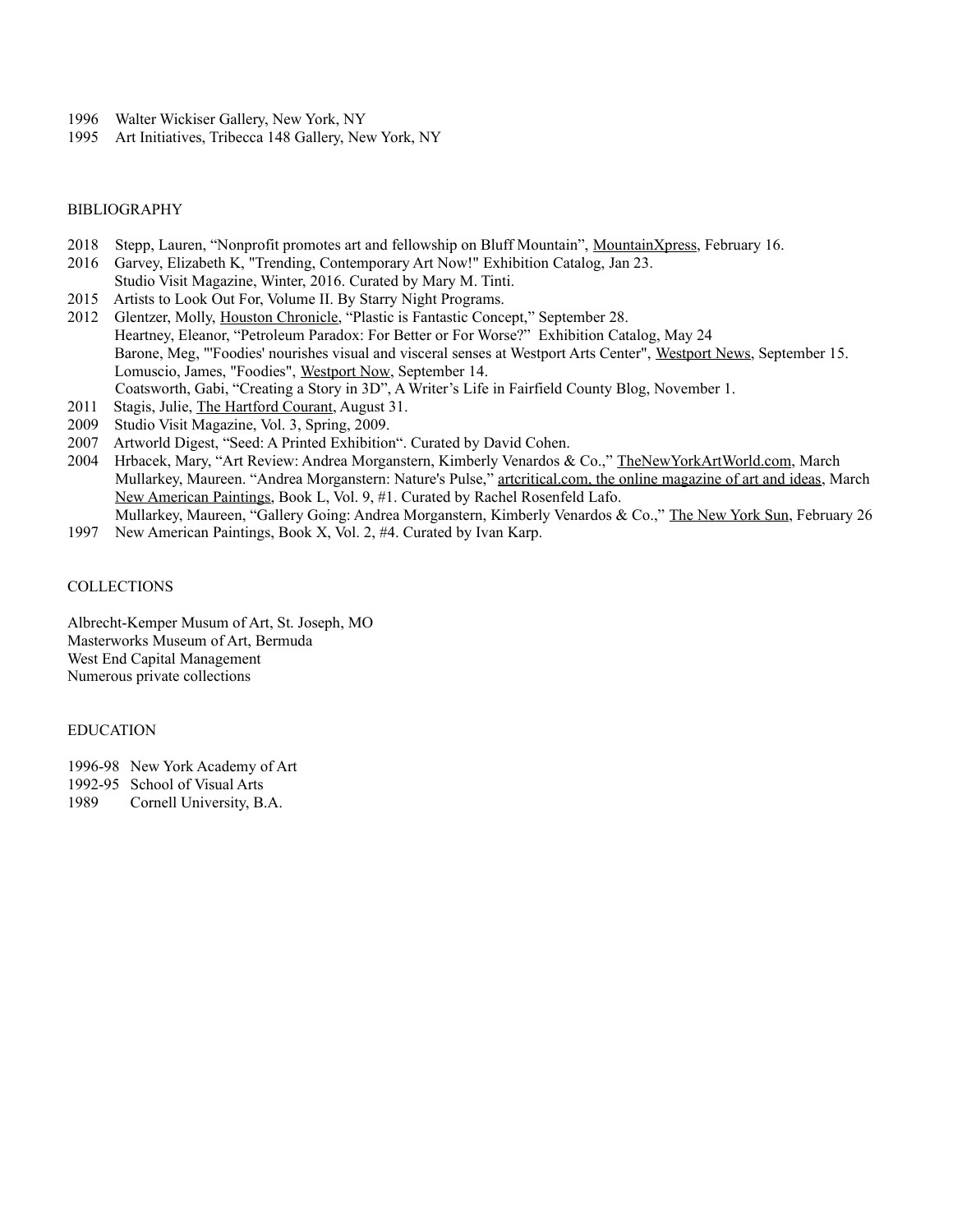1996 Walter Wickiser Gallery, New York, NY
1995 Art Initiatives, Tribecca 148 Gallery, New York, NY

## BIBLIOGRAPHY

2018 Stepp, Lauren, "Nonprofit promotes art and fellowship on Bluff Mountain", MountainXpress, February 16.
2016 Garvey, Elizabeth K, "Trending, Contemporary Art Now!" Exhibition Catalog, Jan 23.
Studio Visit Magazine, Winter, 2016. Curated by Mary M. Tinti.
2015 Artists to Look Out For, Volume II. By Starry Night Programs.
2012 Glentzer, Molly, Houston Chronicle, "Plastic is Fantastic Concept," September 28.
Heartney, Eleanor, "Petroleum Paradox: For Better or For Worse?" Exhibition Catalog, May 24
Barone, Meg, "'Foodies' nourishes visual and visceral senses at Westport Arts Center", Westport News, September 15.
Lomuscio, James, "Foodies", Westport Now, September 14.
Coatsworth, Gabi, "Creating a Story in 3D", A Writer's Life in Fairfield County Blog, November 1.
2011 Stagis, Julie, The Hartford Courant, August 31.
2009 Studio Visit Magazine, Vol. 3, Spring, 2009.
2007 Artworld Digest, "Seed: A Printed Exhibition". Curated by David Cohen.
2004 Hrbacek, Mary, "Art Review: Andrea Morganstern, Kimberly Venardos & Co.," TheNewYorkArtWorld.com, March
Mullarkey, Maureen. "Andrea Morganstern: Nature's Pulse," artcritical.com, the online magazine of art and ideas, March
New American Paintings, Book L, Vol. 9, #1. Curated by Rachel Rosenfeld Lafo.
Mullarkey, Maureen, "Gallery Going: Andrea Morganstern, Kimberly Venardos & Co.," The New York Sun, February 26
1997 New American Paintings, Book X, Vol. 2, #4. Curated by Ivan Karp.

## COLLECTIONS

Albrecht-Kemper Musum of Art, St. Joseph, MO
Masterworks Museum of Art, Bermuda
West End Capital Management
Numerous private collections

## EDUCATION

1996-98 New York Academy of Art
1992-95 School of Visual Arts
1989 Cornell University, B.A.